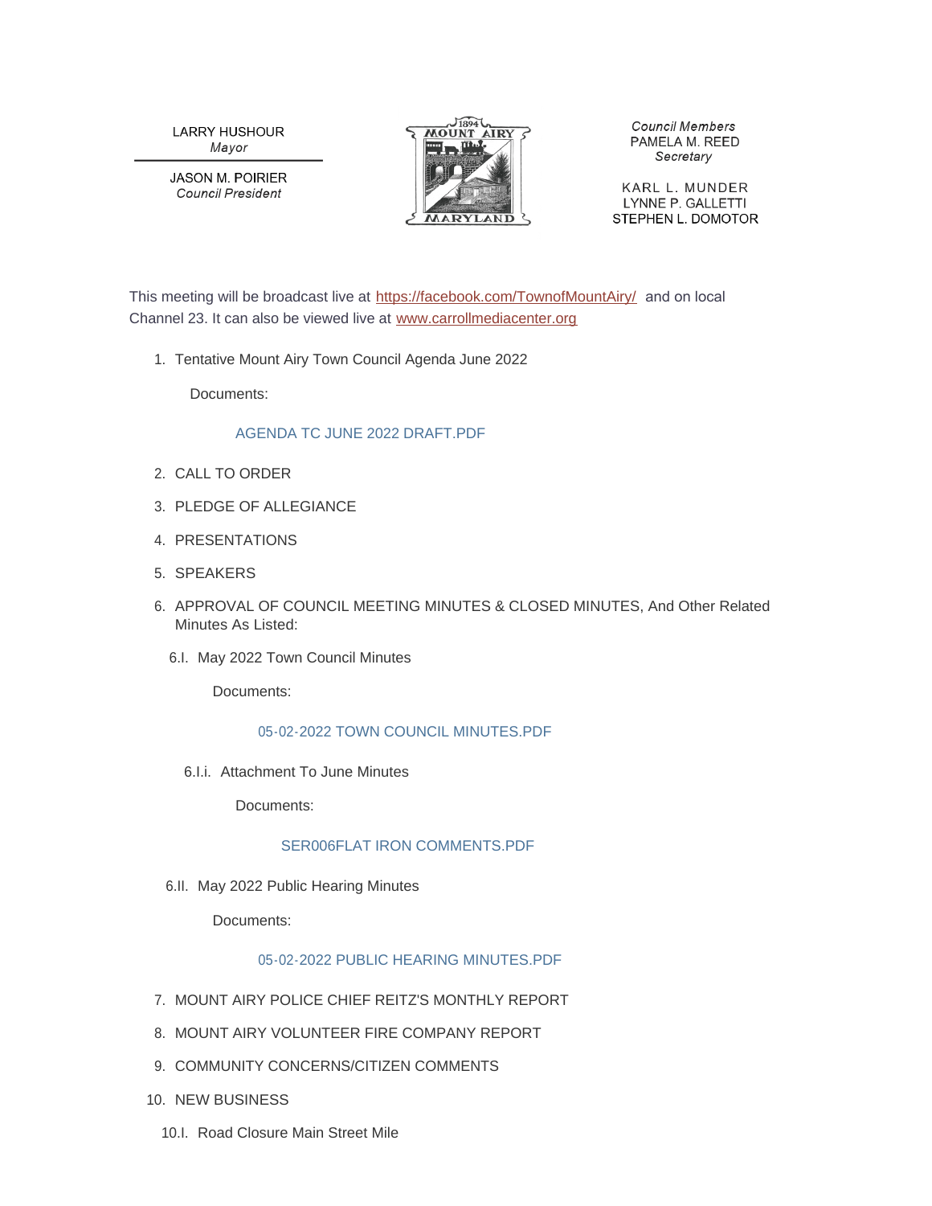LARRY HUSHOUR
*Mayor*

JASON M. POIRIER
*Council President*

*Council Members*
PAMELA M. REED
*Secretary*

KARL L. MUNDER
LYNNE P. GALLETTI
STEPHEN L. DOMOTOR

This meeting will be broadcast live at https://facebook.com/TownofMountAiry/ and on local Channel 23. It can also be viewed live at www.carrollmediacenter.org

1. Tentative Mount Airy Town Council Agenda June 2022

   Documents:

   AGENDA TC JUNE 2022 DRAFT.PDF

2. CALL TO ORDER
3. PLEDGE OF ALLEGIANCE
4. PRESENTATIONS
5. SPEAKERS
6. APPROVAL OF COUNCIL MEETING MINUTES & CLOSED MINUTES, And Other Related Minutes As Listed:

   6.I. May 2022 Town Council Minutes

   Documents:

   05-02-2022 TOWN COUNCIL MINUTES.PDF

   6.I.i. Attachment To June Minutes

   Documents:

   SER006FLAT IRON COMMENTS.PDF

   6.II. May 2022 Public Hearing Minutes

   Documents:

   05-02-2022 PUBLIC HEARING MINUTES.PDF

7. MOUNT AIRY POLICE CHIEF REITZ'S MONTHLY REPORT
8. MOUNT AIRY VOLUNTEER FIRE COMPANY REPORT
9. COMMUNITY CONCERNS/CITIZEN COMMENTS
10. NEW BUSINESS

    10.I. Road Closure Main Street Mile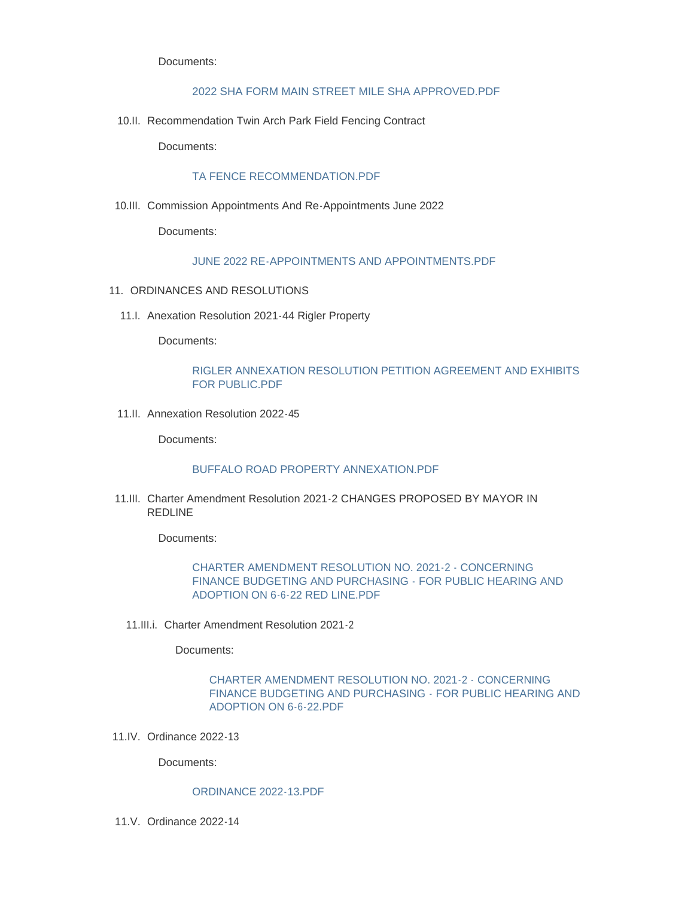Documents:

2022 SHA FORM MAIN STREET MILE SHA APPROVED.PDF

10.II. Recommendation Twin Arch Park Field Fencing Contract

Documents:

TA FENCE RECOMMENDATION.PDF

10.III. Commission Appointments And Re-Appointments June 2022

Documents:

JUNE 2022 RE-APPOINTMENTS AND APPOINTMENTS.PDF

11. ORDINANCES AND RESOLUTIONS

11.I. Anexation Resolution 2021-44 Rigler Property

Documents:

RIGLER ANNEXATION RESOLUTION PETITION AGREEMENT AND EXHIBITS FOR PUBLIC.PDF

11.II. Annexation Resolution 2022-45

Documents:

BUFFALO ROAD PROPERTY ANNEXATION.PDF

11.III. Charter Amendment Resolution 2021-2 CHANGES PROPOSED BY MAYOR IN REDLINE

Documents:

CHARTER AMENDMENT RESOLUTION NO. 2021-2 - CONCERNING FINANCE BUDGETING AND PURCHASING - FOR PUBLIC HEARING AND ADOPTION ON 6-6-22 RED LINE.PDF

11.III.i. Charter Amendment Resolution 2021-2

Documents:

CHARTER AMENDMENT RESOLUTION NO. 2021-2 - CONCERNING FINANCE BUDGETING AND PURCHASING - FOR PUBLIC HEARING AND ADOPTION ON 6-6-22.PDF

11.IV. Ordinance 2022-13

Documents:

ORDINANCE 2022-13.PDF

11.V. Ordinance 2022-14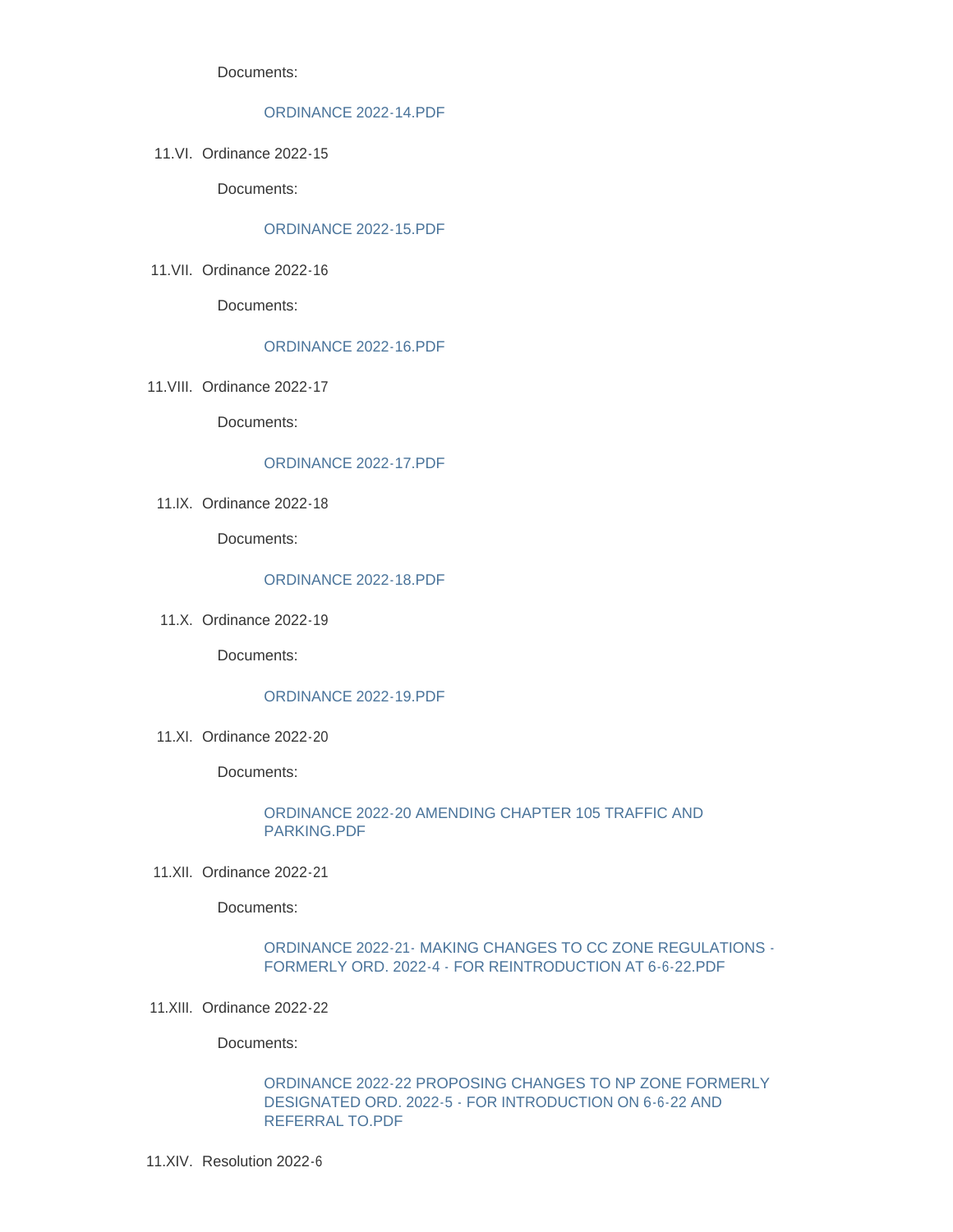Documents:

ORDINANCE 2022-14.PDF

11.VI. Ordinance 2022-15

Documents:

ORDINANCE 2022-15.PDF

11.VII. Ordinance 2022-16

Documents:

ORDINANCE 2022-16.PDF

11.VIII. Ordinance 2022-17

Documents:

ORDINANCE 2022-17.PDF

11.IX. Ordinance 2022-18

Documents:

ORDINANCE 2022-18.PDF

11.X. Ordinance 2022-19

Documents:

ORDINANCE 2022-19.PDF

11.XI. Ordinance 2022-20

Documents:

ORDINANCE 2022-20 AMENDING CHAPTER 105 TRAFFIC AND PARKING.PDF

11.XII. Ordinance 2022-21

Documents:

ORDINANCE 2022-21- MAKING CHANGES TO CC ZONE REGULATIONS - FORMERLY ORD. 2022-4 - FOR REINTRODUCTION AT 6-6-22.PDF

11.XIII. Ordinance 2022-22

Documents:

ORDINANCE 2022-22 PROPOSING CHANGES TO NP ZONE FORMERLY DESIGNATED ORD. 2022-5 - FOR INTRODUCTION ON 6-6-22 AND REFERRAL TO.PDF

11.XIV. Resolution 2022-6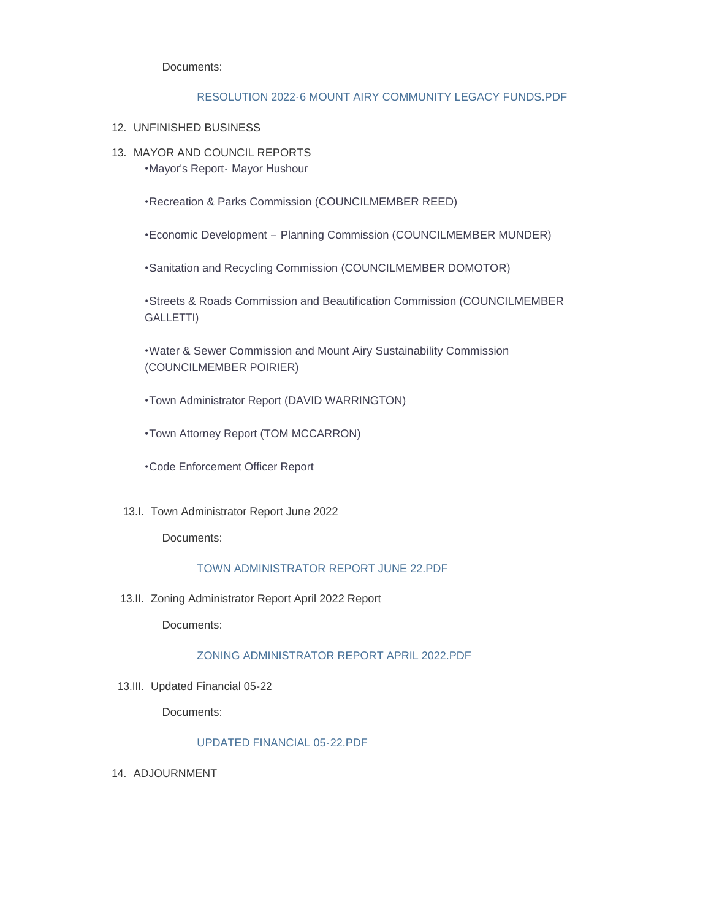Documents:

RESOLUTION 2022-6 MOUNT AIRY COMMUNITY LEGACY FUNDS.PDF

12. UNFINISHED BUSINESS

13. MAYOR AND COUNCIL REPORTS

•Mayor's Report- Mayor Hushour

•Recreation & Parks Commission (COUNCILMEMBER REED)

•Economic Development – Planning Commission (COUNCILMEMBER MUNDER)

•Sanitation and Recycling Commission (COUNCILMEMBER DOMOTOR)

•Streets & Roads Commission and Beautification Commission (COUNCILMEMBER GALLETTI)

•Water & Sewer Commission and Mount Airy Sustainability Commission (COUNCILMEMBER POIRIER)

•Town Administrator Report (DAVID WARRINGTON)

•Town Attorney Report (TOM MCCARRON)

•Code Enforcement Officer Report

13.I. Town Administrator Report June 2022

Documents:

TOWN ADMINISTRATOR REPORT JUNE 22.PDF

13.II. Zoning Administrator Report April 2022 Report

Documents:

ZONING ADMINISTRATOR REPORT APRIL 2022.PDF

13.III. Updated Financial 05-22

Documents:

UPDATED FINANCIAL 05-22.PDF

14. ADJOURNMENT